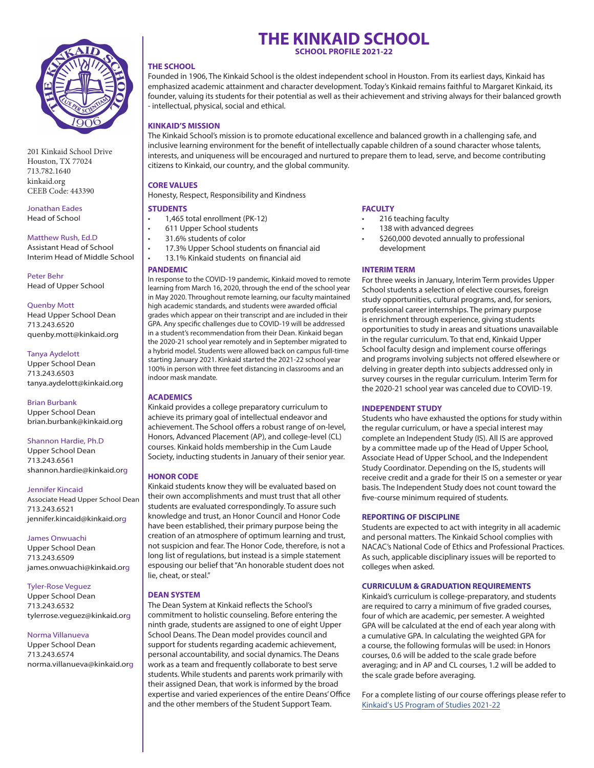# THE KINKAID SCHOOL

**SCHOOL PROFILE 2021-22**

201 Kinkaid School Drive
Houston, TX 77024
713.782.1640
kinkaid.org
CEEB Code: 443390

Jonathan Eades
Head of School

Matthew Rush, Ed.D
Assistant Head of School
Interim Head of Middle School

Peter Behr
Head of Upper School

Quenby Mott
Head Upper School Dean
713.243.6520
quenby.mott@kinkaid.org

Tanya Aydelott
Upper School Dean
713.243.6503
tanya.aydelott@kinkaid.org

Brian Burbank
Upper School Dean
brian.burbank@kinkaid.org

Shannon Hardie, Ph.D
Upper School Dean
713.243.6561
shannon.hardie@kinkaid.org

Jennifer Kincaid
Associate Head Upper School Dean
713.243.6521
jennifer.kincaid@kinkaid.org

James Onwuachi
Upper School Dean
713.243.6509
james.onwuachi@kinkaid.org

Tyler-Rose Veguez
Upper School Dean
713.243.6532
tylerrose.veguez@kinkaid.org

Norma Villanueva
Upper School Dean
713.243.6574
norma.villanueva@kinkaid.org

## THE SCHOOL

Founded in 1906, The Kinkaid School is the oldest independent school in Houston. From its earliest days, Kinkaid has emphasized academic attainment and character development. Today's Kinkaid remains faithful to Margaret Kinkaid, its founder, valuing its students for their potential as well as their achievement and striving always for their balanced growth - intellectual, physical, social and ethical.

## KINKAID'S MISSION

The Kinkaid School's mission is to promote educational excellence and balanced growth in a challenging safe, and inclusive learning environment for the benefit of intellectually capable children of a sound character whose talents, interests, and uniqueness will be encouraged and nurtured to prepare them to lead, serve, and become contributing citizens to Kinkaid, our country, and the global community.

## CORE VALUES

Honesty, Respect, Responsibility and Kindness

## STUDENTS

- 1,465 total enrollment (PK-12)
- 611 Upper School students
- 31.6% students of color
- 17.3% Upper School students on financial aid
- 13.1% Kinkaid students on financial aid

## PANDEMIC

In response to the COVID-19 pandemic, Kinkaid moved to remote learning from March 16, 2020, through the end of the school year in May 2020. Throughout remote learning, our faculty maintained high academic standards, and students were awarded official grades which appear on their transcript and are included in their GPA. Any specific challenges due to COVID-19 will be addressed in a student's recommendation from their Dean. Kinkaid began the 2020-21 school year remotely and in September migrated to a hybrid model. Students were allowed back on campus full-time starting January 2021. Kinkaid started the 2021-22 school year 100% in person with three feet distancing in classrooms and an indoor mask mandate.

## ACADEMICS

Kinkaid provides a college preparatory curriculum to achieve its primary goal of intellectual endeavor and achievement. The School offers a robust range of on-level, Honors, Advanced Placement (AP), and college-level (CL) courses. Kinkaid holds membership in the Cum Laude Society, inducting students in January of their senior year.

## HONOR CODE

Kinkaid students know they will be evaluated based on their own accomplishments and must trust that all other students are evaluated correspondingly. To assure such knowledge and trust, an Honor Council and Honor Code have been established, their primary purpose being the creation of an atmosphere of optimum learning and trust, not suspicion and fear. The Honor Code, therefore, is not a long list of regulations, but instead is a simple statement espousing our belief that "An honorable student does not lie, cheat, or steal."

## DEAN SYSTEM

The Dean System at Kinkaid reflects the School's commitment to holistic counseling. Before entering the ninth grade, students are assigned to one of eight Upper School Deans. The Dean model provides council and support for students regarding academic achievement, personal accountability, and social dynamics. The Deans work as a team and frequently collaborate to best serve students. While students and parents work primarily with their assigned Dean, that work is informed by the broad expertise and varied experiences of the entire Deans' Office and the other members of the Student Support Team.

## FACULTY

- 216 teaching faculty
- 138 with advanced degrees
- $260,000 devoted annually to professional development

## INTERIM TERM

For three weeks in January, Interim Term provides Upper School students a selection of elective courses, foreign study opportunities, cultural programs, and, for seniors, professional career internships. The primary purpose is enrichment through experience, giving students opportunities to study in areas and situations unavailable in the regular curriculum. To that end, Kinkaid Upper School faculty design and implement course offerings and programs involving subjects not offered elsewhere or delving in greater depth into subjects addressed only in survey courses in the regular curriculum. Interim Term for the 2020-21 school year was canceled due to COVID-19.

## INDEPENDENT STUDY

Students who have exhausted the options for study within the regular curriculum, or have a special interest may complete an Independent Study (IS). All IS are approved by a committee made up of the Head of Upper School, Associate Head of Upper School, and the Independent Study Coordinator. Depending on the IS, students will receive credit and a grade for their IS on a semester or year basis. The Independent Study does not count toward the five-course minimum required of students.

## REPORTING OF DISCIPLINE

Students are expected to act with integrity in all academic and personal matters. The Kinkaid School complies with NACAC's National Code of Ethics and Professional Practices. As such, applicable disciplinary issues will be reported to colleges when asked.

## CURRICULUM & GRADUATION REQUIREMENTS

Kinkaid's curriculum is college-preparatory, and students are required to carry a minimum of five graded courses, four of which are academic, per semester. A weighted GPA will be calculated at the end of each year along with a cumulative GPA. In calculating the weighted GPA for a course, the following formulas will be used: in Honors courses, 0.6 will be added to the scale grade before averaging; and in AP and CL courses, 1.2 will be added to the scale grade before averaging.

For a complete listing of our course offerings please refer to [Kinkaid's US Program of Studies 2021-22]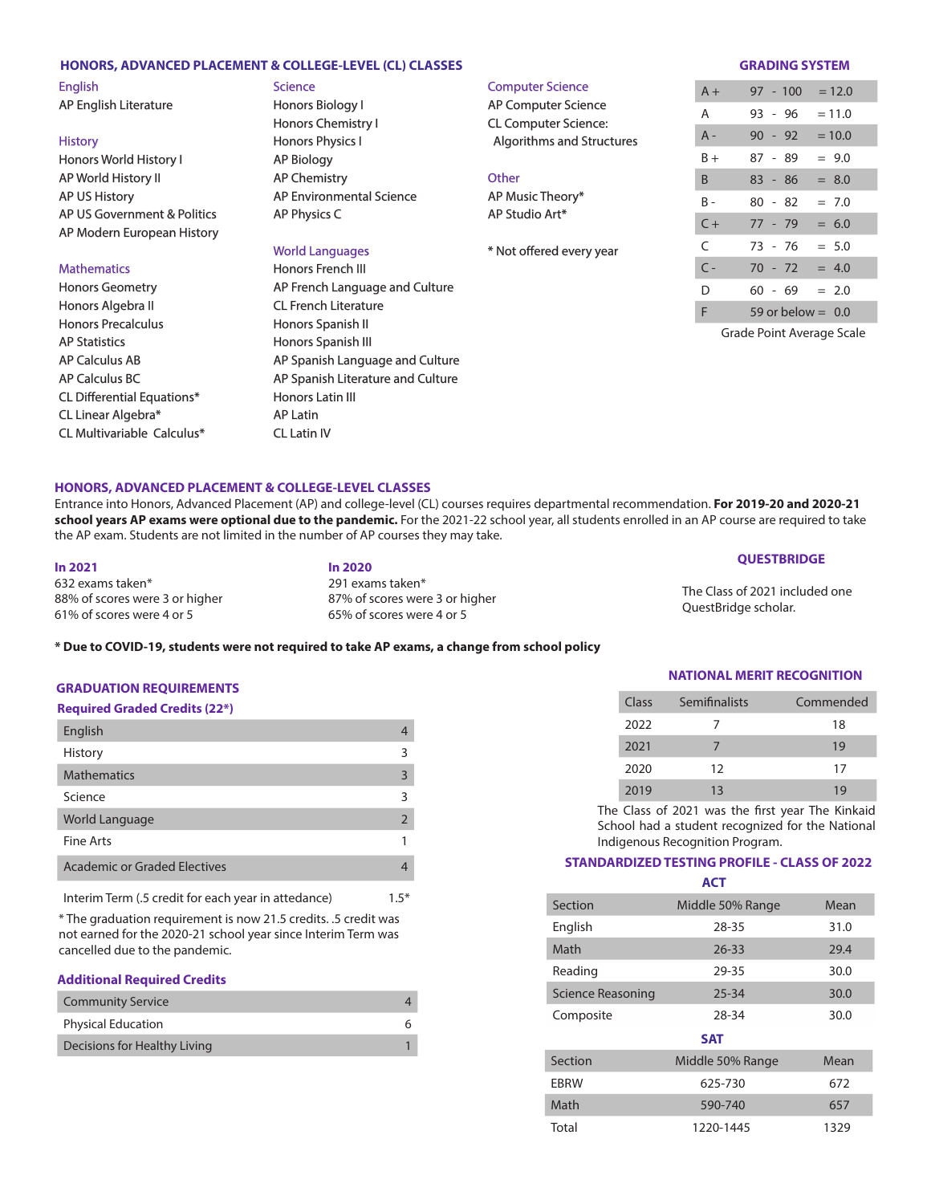## HONORS, ADVANCED PLACEMENT & COLLEGE-LEVEL (CL) CLASSES

### English
AP English Literature

### History
Honors World History I
AP World History II
AP US History
AP US Government & Politics
AP Modern European History

### Mathematics
Honors Geometry
Honors Algebra II
Honors Precalculus
AP Statistics
AP Calculus AB
AP Calculus BC
CL Differential Equations*
CL Linear Algebra*
CL Multivariable Calculus*

### Science
Honors Biology I
Honors Chemistry I
Honors Physics I
AP Biology
AP Chemistry
AP Environmental Science
AP Physics C

### World Languages
Honors French III
AP French Language and Culture
CL French Literature
Honors Spanish II
Honors Spanish III
AP Spanish Language and Culture
AP Spanish Literature and Culture
Honors Latin III
AP Latin
CL Latin IV

### Computer Science
AP Computer Science
CL Computer Science: Algorithms and Structures

### Other
AP Music Theory*
AP Studio Art*

\* Not offered every year

## GRADING SYSTEM

| Grade | Range | Points |
|---|---|---|
| A+ | 97 - 100 | = 12.0 |
| A | 93 - 96 | = 11.0 |
| A- | 90 - 92 | = 10.0 |
| B+ | 87 - 89 | = 9.0 |
| B | 83 - 86 | = 8.0 |
| B- | 80 - 82 | = 7.0 |
| C+ | 77 - 79 | = 6.0 |
| C | 73 - 76 | = 5.0 |
| C- | 70 - 72 | = 4.0 |
| D | 60 - 69 | = 2.0 |
| F | 59 or below | = 0.0 |

Grade Point Average Scale

## HONORS, ADVANCED PLACEMENT & COLLEGE-LEVEL CLASSES

Entrance into Honors, Advanced Placement (AP) and college-level (CL) courses requires departmental recommendation. **For 2019-20 and 2020-21 school years AP exams were optional due to the pandemic.** For the 2021-22 school year, all students enrolled in an AP course are required to take the AP exam. Students are not limited in the number of AP courses they may take.

**In 2021**
632 exams taken*
88% of scores were 3 or higher
61% of scores were 4 or 5

**In 2020**
291 exams taken*
87% of scores were 3 or higher
65% of scores were 4 or 5

**\* Due to COVID-19, students were not required to take AP exams, a change from school policy**

## QUESTBRIDGE

The Class of 2021 included one QuestBridge scholar.

## GRADUATION REQUIREMENTS

### Required Graded Credits (22*)

| Subject | Credits |
|---|---|
| English | 4 |
| History | 3 |
| Mathematics | 3 |
| Science | 3 |
| World Language | 2 |
| Fine Arts | 1 |
| Academic or Graded Electives | 4 |
| Interim Term (.5 credit for each year in attedance) | 1.5* |

\* The graduation requirement is now 21.5 credits. .5 credit was not earned for the 2020-21 school year since Interim Term was cancelled due to the pandemic.

### Additional Required Credits

| Requirement | Credits |
|---|---|
| Community Service | 4 |
| Physical Education | 6 |
| Decisions for Healthy Living | 1 |

## NATIONAL MERIT RECOGNITION

| Class | Semifinalists | Commended |
|---|---|---|
| 2022 | 7 | 18 |
| 2021 | 7 | 19 |
| 2020 | 12 | 17 |
| 2019 | 13 | 19 |

The Class of 2021 was the first year The Kinkaid School had a student recognized for the National Indigenous Recognition Program.

## STANDARDIZED TESTING PROFILE - CLASS OF 2022

### ACT

| Section | Middle 50% Range | Mean |
|---|---|---|
| English | 28-35 | 31.0 |
| Math | 26-33 | 29.4 |
| Reading | 29-35 | 30.0 |
| Science Reasoning | 25-34 | 30.0 |
| Composite | 28-34 | 30.0 |

### SAT

| Section | Middle 50% Range | Mean |
|---|---|---|
| EBRW | 625-730 | 672 |
| Math | 590-740 | 657 |
| Total | 1220-1445 | 1329 |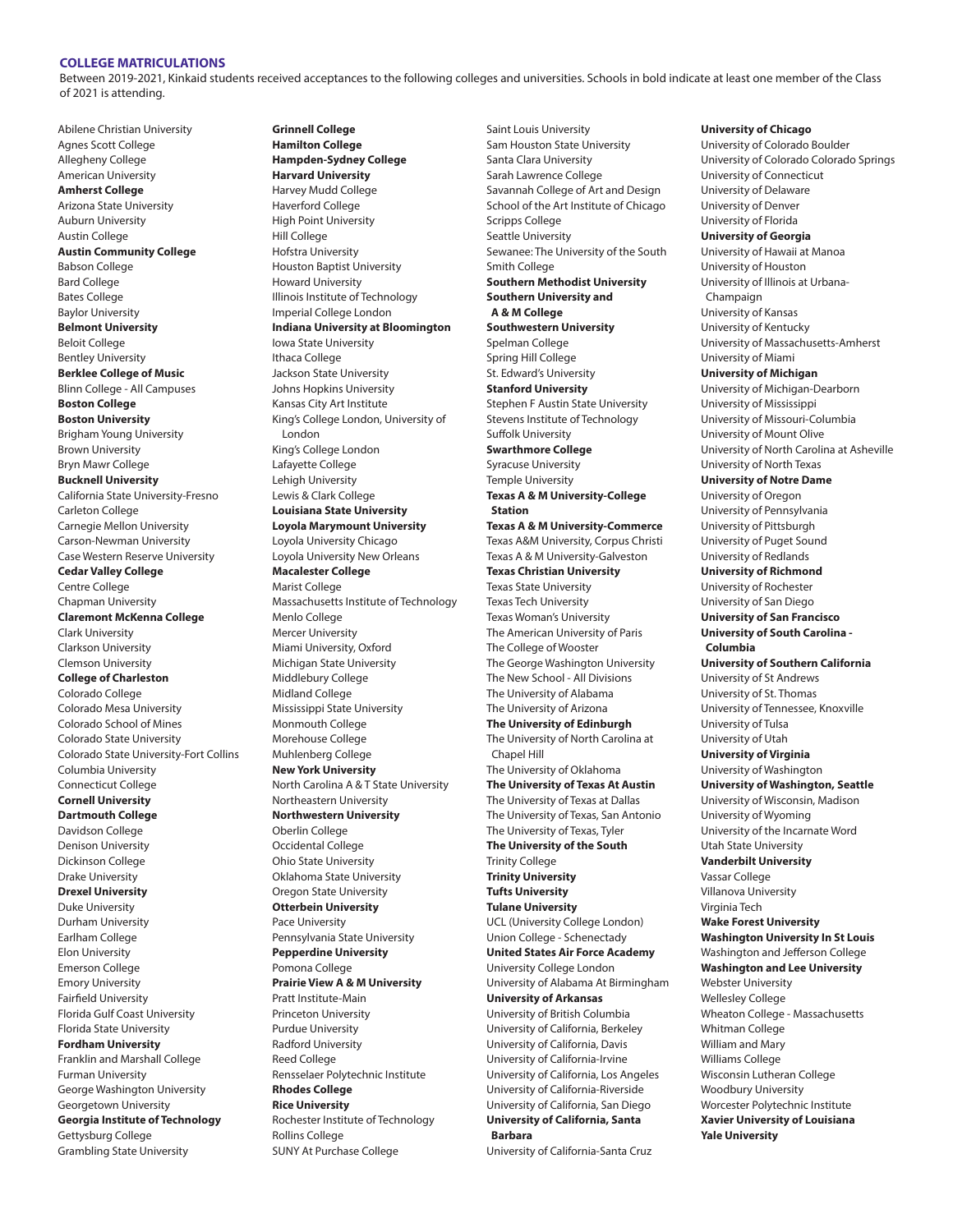### COLLEGE MATRICULATIONS

Between 2019-2021, Kinkaid students received acceptances to the following colleges and universities. Schools in bold indicate at least one member of the Class of 2021 is attending.

Abilene Christian University
Agnes Scott College
Allegheny College
American University
**Amherst College**
Arizona State University
Auburn University
Austin College
**Austin Community College**
Babson College
Bard College
Bates College
Baylor University
**Belmont University**
Beloit College
Bentley University
**Berklee College of Music**
Blinn College - All Campuses
**Boston College**
**Boston University**
Brigham Young University
Brown University
Bryn Mawr College
**Bucknell University**
California State University-Fresno
Carleton College
Carnegie Mellon University
Carson-Newman University
Case Western Reserve University
**Cedar Valley College**
Centre College
Chapman University
**Claremont McKenna College**
Clark University
Clarkson University
Clemson University
**College of Charleston**
Colorado College
Colorado Mesa University
Colorado School of Mines
Colorado State University
Colorado State University-Fort Collins
Columbia University
Connecticut College
**Cornell University**
**Dartmouth College**
Davidson College
Denison University
Dickinson College
Drake University
**Drexel University**
Duke University
Durham University
Earlham College
Elon University
Emerson College
Emory University
Fairfield University
Florida Gulf Coast University
Florida State University
**Fordham University**
Franklin and Marshall College
Furman University
George Washington University
Georgetown University
**Georgia Institute of Technology**
Gettysburg College
Grambling State University
**Grinnell College**
**Hamilton College**
**Hampden-Sydney College**
**Harvard University**
Harvey Mudd College
Haverford College
High Point University
Hill College
Hofstra University
Houston Baptist University
Howard University
Illinois Institute of Technology
Imperial College London
**Indiana University at Bloomington**
Iowa State University
Ithaca College
Jackson State University
Johns Hopkins University
Kansas City Art Institute
King's College London, University of London
King's College London
Lafayette College
Lehigh University
Lewis & Clark College
**Louisiana State University**
**Loyola Marymount University**
Loyola University Chicago
Loyola University New Orleans
**Macalester College**
Marist College
Massachusetts Institute of Technology
Menlo College
Mercer University
Miami University, Oxford
Michigan State University
Middlebury College
Midland College
Mississippi State University
Monmouth College
Morehouse College
Muhlenberg College
**New York University**
North Carolina A & T State University
Northeastern University
**Northwestern University**
Oberlin College
Occidental College
Ohio State University
Oklahoma State University
Oregon State University
**Otterbein University**
Pace University
Pennsylvania State University
**Pepperdine University**
Pomona College
**Prairie View A & M University**
Pratt Institute-Main
Princeton University
Purdue University
Radford University
Reed College
Rensselaer Polytechnic Institute
**Rhodes College**
**Rice University**
Rochester Institute of Technology
Rollins College
SUNY At Purchase College
Saint Louis University
Sam Houston State University
Santa Clara University
Sarah Lawrence College
Savannah College of Art and Design
School of the Art Institute of Chicago
Scripps College
Seattle University
Sewanee: The University of the South
Smith College
**Southern Methodist University**
**Southern University and A & M College**
**Southwestern University**
Spelman College
Spring Hill College
St. Edward's University
**Stanford University**
Stephen F Austin State University
Stevens Institute of Technology
Suffolk University
**Swarthmore College**
Syracuse University
Temple University
**Texas A & M University-College Station**
**Texas A & M University-Commerce**
Texas A&M University, Corpus Christi
Texas A & M University-Galveston
**Texas Christian University**
Texas State University
Texas Tech University
Texas Woman's University
The American University of Paris
The College of Wooster
The George Washington University
The New School - All Divisions
The University of Alabama
The University of Arizona
**The University of Edinburgh**
The University of North Carolina at Chapel Hill
The University of Oklahoma
**The University of Texas At Austin**
The University of Texas at Dallas
The University of Texas, San Antonio
The University of Texas, Tyler
**The University of the South**
Trinity College
**Trinity University**
**Tufts University**
**Tulane University**
UCL (University College London)
Union College - Schenectady
**United States Air Force Academy**
University College London
University of Alabama At Birmingham
**University of Arkansas**
University of British Columbia
University of California, Berkeley
University of California, Davis
University of California-Irvine
University of California, Los Angeles
University of California-Riverside
University of California, San Diego
**University of California, Santa Barbara**
University of California-Santa Cruz
**University of Chicago**
University of Colorado Boulder
University of Colorado Colorado Springs
University of Connecticut
University of Delaware
University of Denver
University of Florida
**University of Georgia**
University of Hawaii at Manoa
University of Houston
University of Illinois at Urbana-Champaign
University of Kansas
University of Kentucky
University of Massachusetts-Amherst
University of Miami
**University of Michigan**
University of Michigan-Dearborn
University of Mississippi
University of Missouri-Columbia
University of Mount Olive
University of North Carolina at Asheville
University of North Texas
**University of Notre Dame**
University of Oregon
University of Pennsylvania
University of Pittsburgh
University of Puget Sound
University of Redlands
**University of Richmond**
University of Rochester
University of San Diego
**University of San Francisco**
**University of South Carolina - Columbia**
**University of Southern California**
University of St Andrews
University of St. Thomas
University of Tennessee, Knoxville
University of Tulsa
University of Utah
**University of Virginia**
University of Washington
**University of Washington, Seattle**
University of Wisconsin, Madison
University of Wyoming
University of the Incarnate Word
Utah State University
**Vanderbilt University**
Vassar College
Villanova University
Virginia Tech
**Wake Forest University**
**Washington University In St Louis**
Washington and Jefferson College
**Washington and Lee University**
Webster University
Wellesley College
Wheaton College - Massachusetts
Whitman College
William and Mary
Williams College
Wisconsin Lutheran College
Woodbury University
Worcester Polytechnic Institute
**Xavier University of Louisiana**
**Yale University**